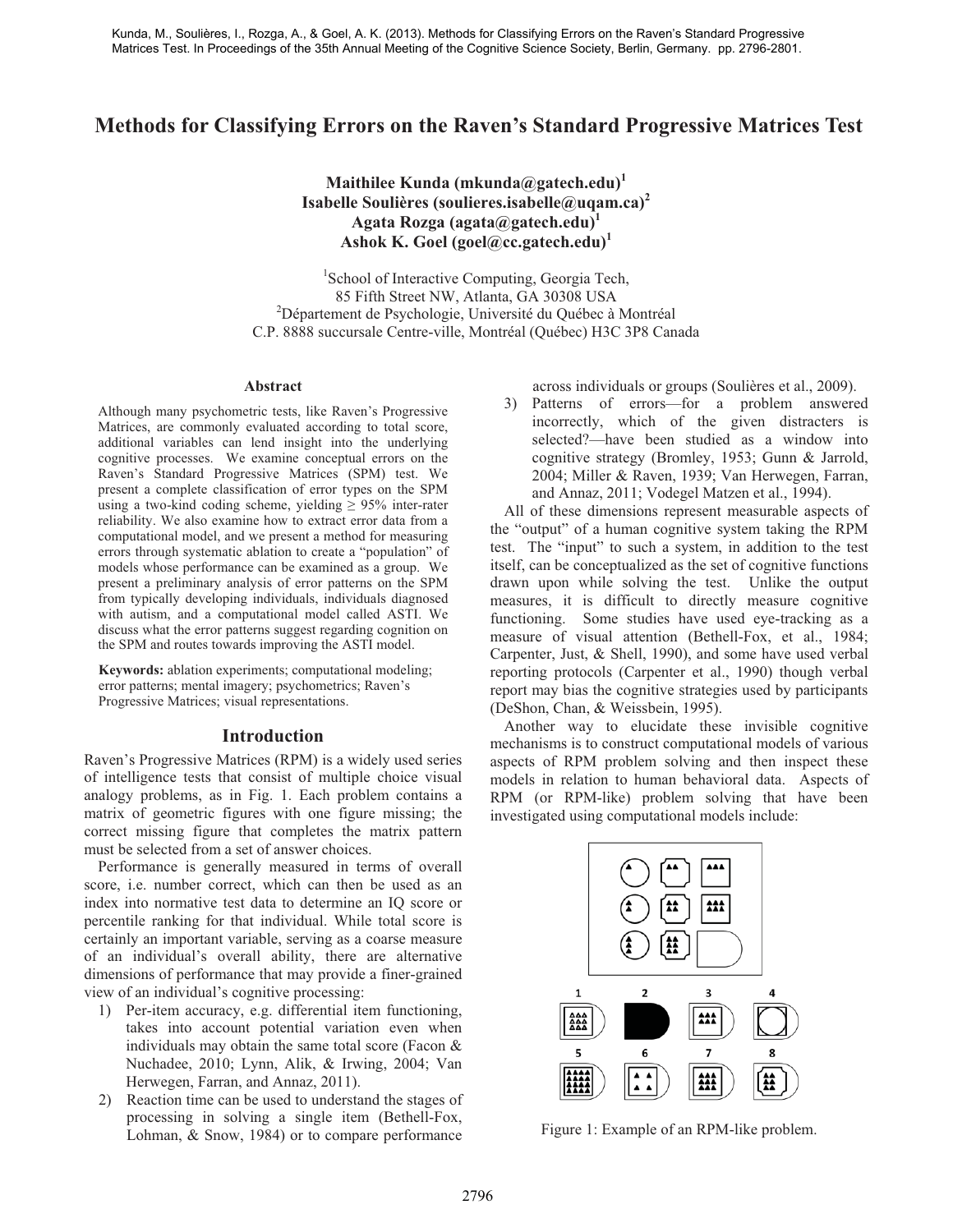Kunda, M., Soulières, I., Rozga, A., & Goel, A. K. (2013). Methods for Classifying Errors on the Raven's Standard Progressive Matrices Test. In Proceedings of the 35th Annual Meeting of the Cognitive Science Society, Berlin, Germany. pp. 2796-2801.

# Methods for Classifying Errors on the Raven's Standard Progressive Matrices Test

**Maithilee Kunda (mkunda@gatech.edu)[1]**
**Isabelle Soulières (soulieres.isabelle@uqam.ca)[2]**
**Agata Rozga (agata@gatech.edu)[1]**
**Ashok K. Goel (goel@cc.gatech.edu)[1]**

[1]School of Interactive Computing, Georgia Tech,
85 Fifth Street NW, Atlanta, GA 30308 USA
[2]Département de Psychologie, Université du Québec à Montréal
C.P. 8888 succursale Centre-ville, Montréal (Québec) H3C 3P8 Canada

## Abstract

Although many psychometric tests, like Raven's Progressive Matrices, are commonly evaluated according to total score, additional variables can lend insight into the underlying cognitive processes. We examine conceptual errors on the Raven's Standard Progressive Matrices (SPM) test. We present a complete classification of error types on the SPM using a two-kind coding scheme, yielding ≥ 95% inter-rater reliability. We also examine how to extract error data from a computational model, and we present a method for measuring errors through systematic ablation to create a "population" of models whose performance can be examined as a group. We present a preliminary analysis of error patterns on the SPM from typically developing individuals, individuals diagnosed with autism, and a computational model called ASTI. We discuss what the error patterns suggest regarding cognition on the SPM and routes towards improving the ASTI model.

**Keywords:** ablation experiments; computational modeling; error patterns; mental imagery; psychometrics; Raven's Progressive Matrices; visual representations.

## Introduction

Raven's Progressive Matrices (RPM) is a widely used series of intelligence tests that consist of multiple choice visual analogy problems, as in Fig. 1. Each problem contains a matrix of geometric figures with one figure missing; the correct missing figure that completes the matrix pattern must be selected from a set of answer choices.

Performance is generally measured in terms of overall score, i.e. number correct, which can then be used as an index into normative test data to determine an IQ score or percentile ranking for that individual. While total score is certainly an important variable, serving as a coarse measure of an individual's overall ability, there are alternative dimensions of performance that may provide a finer-grained view of an individual's cognitive processing:

1) Per-item accuracy, e.g. differential item functioning, takes into account potential variation even when individuals may obtain the same total score (Facon & Nuchadee, 2010; Lynn, Alik, & Irwing, 2004; Van Herwegen, Farran, and Annaz, 2011).
2) Reaction time can be used to understand the stages of processing in solving a single item (Bethell-Fox, Lohman, & Snow, 1984) or to compare performance across individuals or groups (Soulières et al., 2009).
3) Patterns of errors—for a problem answered incorrectly, which of the given distracters is selected?—have been studied as a window into cognitive strategy (Bromley, 1953; Gunn & Jarrold, 2004; Miller & Raven, 1939; Van Herwegen, Farran, and Annaz, 2011; Vodegel Matzen et al., 1994).

All of these dimensions represent measurable aspects of the "output" of a human cognitive system taking the RPM test. The "input" to such a system, in addition to the test itself, can be conceptualized as the set of cognitive functions drawn upon while solving the test. Unlike the output measures, it is difficult to directly measure cognitive functioning. Some studies have used eye-tracking as a measure of visual attention (Bethell-Fox, et al., 1984; Carpenter, Just, & Shell, 1990), and some have used verbal reporting protocols (Carpenter et al., 1990) though verbal report may bias the cognitive strategies used by participants (DeShon, Chan, & Weissbein, 1995).

Another way to elucidate these invisible cognitive mechanisms is to construct computational models of various aspects of RPM problem solving and then inspect these models in relation to human behavioral data. Aspects of RPM (or RPM-like) problem solving that have been investigated using computational models include:

Figure 1: Example of an RPM-like problem.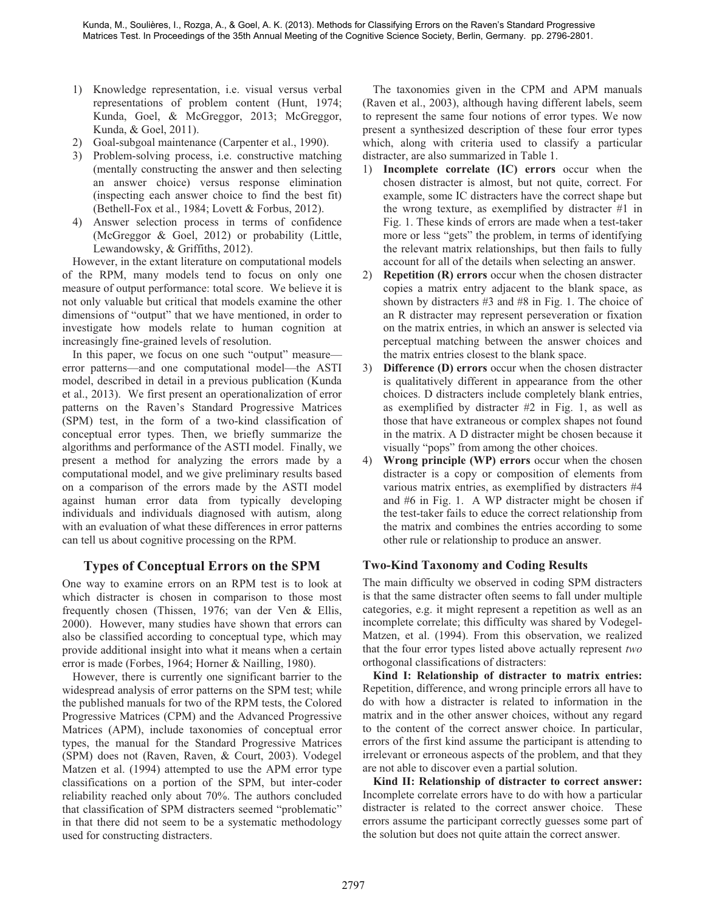1) Knowledge representation, i.e. visual versus verbal representations of problem content (Hunt, 1974; Kunda, Goel, & McGreggor, 2013; McGreggor, Kunda, & Goel, 2011).
2) Goal-subgoal maintenance (Carpenter et al., 1990).
3) Problem-solving process, i.e. constructive matching (mentally constructing the answer and then selecting an answer choice) versus response elimination (inspecting each answer choice to find the best fit) (Bethell-Fox et al., 1984; Lovett & Forbus, 2012).
4) Answer selection process in terms of confidence (McGreggor & Goel, 2012) or probability (Little, Lewandowsky, & Griffiths, 2012).

However, in the extant literature on computational models of the RPM, many models tend to focus on only one measure of output performance: total score. We believe it is not only valuable but critical that models examine the other dimensions of "output" that we have mentioned, in order to investigate how models relate to human cognition at increasingly fine-grained levels of resolution.

In this paper, we focus on one such "output" measure—error patterns—and one computational model—the ASTI model, described in detail in a previous publication (Kunda et al., 2013). We first present an operationalization of error patterns on the Raven's Standard Progressive Matrices (SPM) test, in the form of a two-kind classification of conceptual error types. Then, we briefly summarize the algorithms and performance of the ASTI model. Finally, we present a method for analyzing the errors made by a computational model, and we give preliminary results based on a comparison of the errors made by the ASTI model against human error data from typically developing individuals and individuals diagnosed with autism, along with an evaluation of what these differences in error patterns can tell us about cognitive processing on the RPM.

## Types of Conceptual Errors on the SPM

One way to examine errors on an RPM test is to look at which distracter is chosen in comparison to those most frequently chosen (Thissen, 1976; van der Ven & Ellis, 2000). However, many studies have shown that errors can also be classified according to conceptual type, which may provide additional insight into what it means when a certain error is made (Forbes, 1964; Horner & Nailling, 1980).

However, there is currently one significant barrier to the widespread analysis of error patterns on the SPM test; while the published manuals for two of the RPM tests, the Colored Progressive Matrices (CPM) and the Advanced Progressive Matrices (APM), include taxonomies of conceptual error types, the manual for the Standard Progressive Matrices (SPM) does not (Raven, Raven, & Court, 2003). Vodegel Matzen et al. (1994) attempted to use the APM error type classifications on a portion of the SPM, but inter-coder reliability reached only about 70%. The authors concluded that classification of SPM distracters seemed "problematic" in that there did not seem to be a systematic methodology used for constructing distracters.

The taxonomies given in the CPM and APM manuals (Raven et al., 2003), although having different labels, seem to represent the same four notions of error types. We now present a synthesized description of these four error types which, along with criteria used to classify a particular distracter, are also summarized in Table 1.

1) **Incomplete correlate (IC) errors** occur when the chosen distracter is almost, but not quite, correct. For example, some IC distracters have the correct shape but the wrong texture, as exemplified by distracter #1 in Fig. 1. These kinds of errors are made when a test-taker more or less "gets" the problem, in terms of identifying the relevant matrix relationships, but then fails to fully account for all of the details when selecting an answer.
2) **Repetition (R) errors** occur when the chosen distracter copies a matrix entry adjacent to the blank space, as shown by distracters #3 and #8 in Fig. 1. The choice of an R distracter may represent perseveration or fixation on the matrix entries, in which an answer is selected via perceptual matching between the answer choices and the matrix entries closest to the blank space.
3) **Difference (D) errors** occur when the chosen distracter is qualitatively different in appearance from the other choices. D distracters include completely blank entries, as exemplified by distracter #2 in Fig. 1, as well as those that have extraneous or complex shapes not found in the matrix. A D distracter might be chosen because it visually "pops" from among the other choices.
4) **Wrong principle (WP) errors** occur when the chosen distracter is a copy or composition of elements from various matrix entries, as exemplified by distracters #4 and #6 in Fig. 1. A WP distracter might be chosen if the test-taker fails to educe the correct relationship from the matrix and combines the entries according to some other rule or relationship to produce an answer.

### Two-Kind Taxonomy and Coding Results

The main difficulty we observed in coding SPM distracters is that the same distracter often seems to fall under multiple categories, e.g. it might represent a repetition as well as an incomplete correlate; this difficulty was shared by Vodegel-Matzen, et al. (1994). From this observation, we realized that the four error types listed above actually represent *two* orthogonal classifications of distracters:

**Kind I: Relationship of distracter to matrix entries:** Repetition, difference, and wrong principle errors all have to do with how a distracter is related to information in the matrix and in the other answer choices, without any regard to the content of the correct answer choice. In particular, errors of the first kind assume the participant is attending to irrelevant or erroneous aspects of the problem, and that they are not able to discover even a partial solution.

**Kind II: Relationship of distracter to correct answer:** Incomplete correlate errors have to do with how a particular distracter is related to the correct answer choice. These errors assume the participant correctly guesses some part of the solution but does not quite attain the correct answer.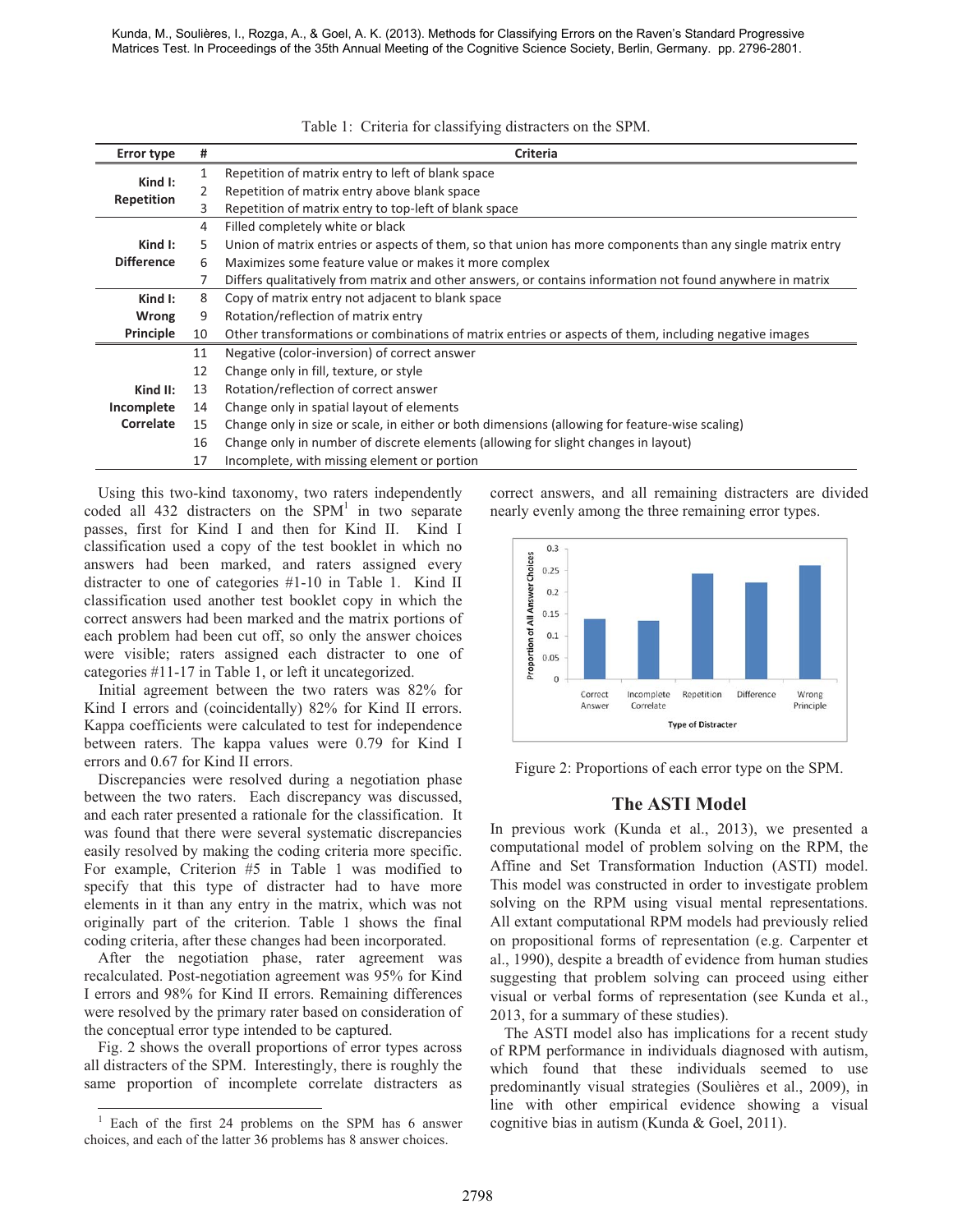Table 1: Criteria for classifying distracters on the SPM.

| Error type | # | Criteria |
|---|---|---|
| Kind I: Repetition | 1 | Repetition of matrix entry to left of blank space |
| | 2 | Repetition of matrix entry above blank space |
| | 3 | Repetition of matrix entry to top-left of blank space |
| Kind I: Difference | 4 | Filled completely white or black |
| | 5 | Union of matrix entries or aspects of them, so that union has more components than any single matrix entry |
| | 6 | Maximizes some feature value or makes it more complex |
| | 7 | Differs qualitatively from matrix and other answers, or contains information not found anywhere in matrix |
| Kind I: Wrong Principle | 8 | Copy of matrix entry not adjacent to blank space |
| | 9 | Rotation/reflection of matrix entry |
| | 10 | Other transformations or combinations of matrix entries or aspects of them, including negative images |
| Kind II: Incomplete Correlate | 11 | Negative (color-inversion) of correct answer |
| | 12 | Change only in fill, texture, or style |
| | 13 | Rotation/reflection of correct answer |
| | 14 | Change only in spatial layout of elements |
| | 15 | Change only in size or scale, in either or both dimensions (allowing for feature-wise scaling) |
| | 16 | Change only in number of discrete elements (allowing for slight changes in layout) |
| | 17 | Incomplete, with missing element or portion |

Using this two-kind taxonomy, two raters independently coded all 432 distracters on the SPM[1] in two separate passes, first for Kind I and then for Kind II. Kind I classification used a copy of the test booklet in which no answers had been marked, and raters assigned every distracter to one of categories #1-10 in Table 1. Kind II classification used another test booklet copy in which the correct answers had been marked and the matrix portions of each problem had been cut off, so only the answer choices were visible; raters assigned each distracter to one of categories #11-17 in Table 1, or left it uncategorized.

Initial agreement between the two raters was 82% for Kind I errors and (coincidentally) 82% for Kind II errors. Kappa coefficients were calculated to test for independence between raters. The kappa values were 0.79 for Kind I errors and 0.67 for Kind II errors.

Discrepancies were resolved during a negotiation phase between the two raters. Each discrepancy was discussed, and each rater presented a rationale for the classification. It was found that there were several systematic discrepancies easily resolved by making the coding criteria more specific. For example, Criterion #5 in Table 1 was modified to specify that this type of distracter had to have more elements in it than any entry in the matrix, which was not originally part of the criterion. Table 1 shows the final coding criteria, after these changes had been incorporated.

After the negotiation phase, rater agreement was recalculated. Post-negotiation agreement was 95% for Kind I errors and 98% for Kind II errors. Remaining differences were resolved by the primary rater based on consideration of the conceptual error type intended to be captured.

Fig. 2 shows the overall proportions of error types across all distracters of the SPM. Interestingly, there is roughly the same proportion of incomplete correlate distracters as correct answers, and all remaining distracters are divided nearly evenly among the three remaining error types.

[1] Each of the first 24 problems on the SPM has 6 answer choices, and each of the latter 36 problems has 8 answer choices.

Figure 2: Proportions of each error type on the SPM.

## The ASTI Model

In previous work (Kunda et al., 2013), we presented a computational model of problem solving on the RPM, the Affine and Set Transformation Induction (ASTI) model. This model was constructed in order to investigate problem solving on the RPM using visual mental representations. All extant computational RPM models had previously relied on propositional forms of representation (e.g. Carpenter et al., 1990), despite a breadth of evidence from human studies suggesting that problem solving can proceed using either visual or verbal forms of representation (see Kunda et al., 2013, for a summary of these studies).

The ASTI model also has implications for a recent study of RPM performance in individuals diagnosed with autism, which found that these individuals seemed to use predominantly visual strategies (Soulières et al., 2009), in line with other empirical evidence showing a visual cognitive bias in autism (Kunda & Goel, 2011).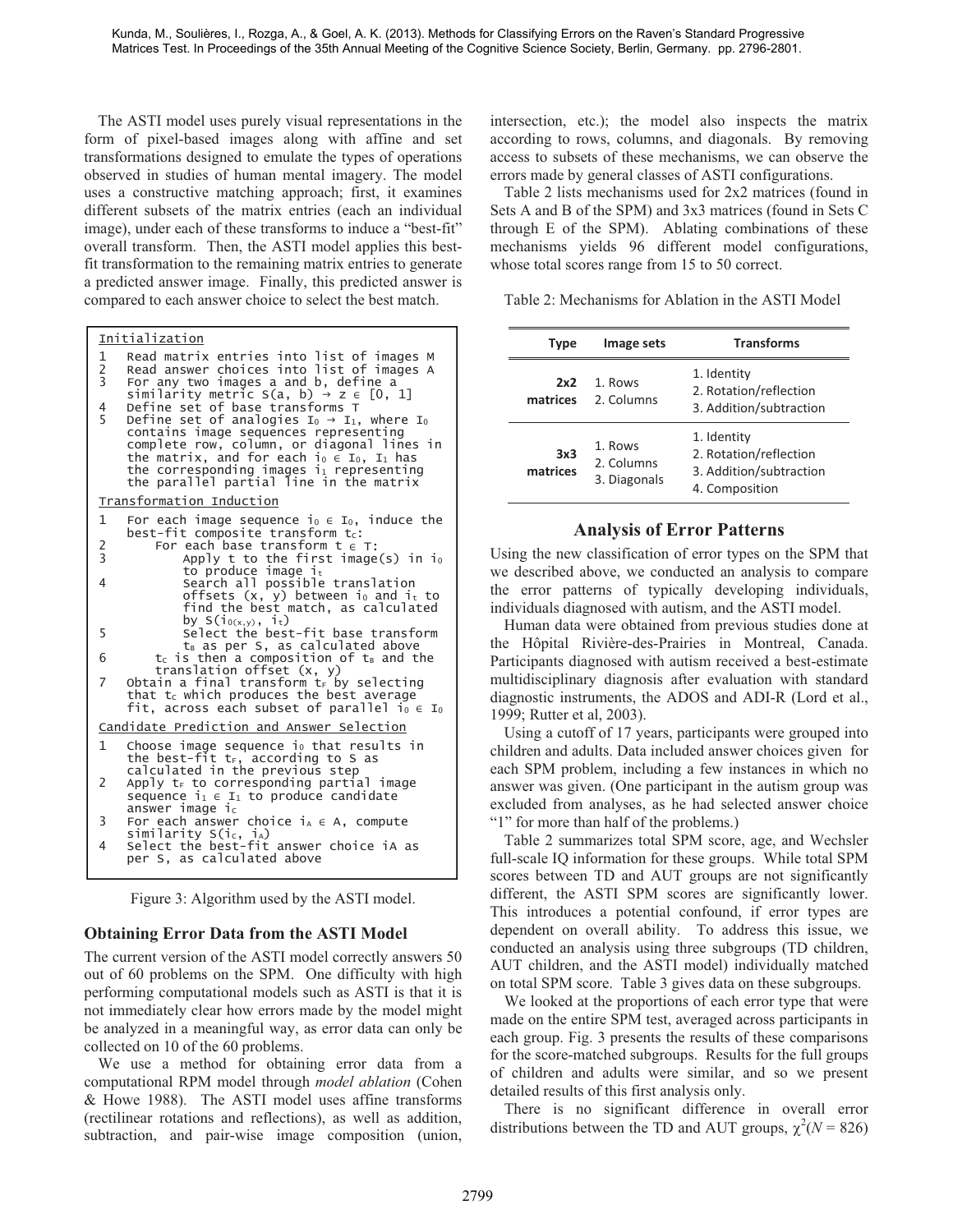The ASTI model uses purely visual representations in the form of pixel-based images along with affine and set transformations designed to emulate the types of operations observed in studies of human mental imagery. The model uses a constructive matching approach; first, it examines different subsets of the matrix entries (each an individual image), under each of these transforms to induce a "best-fit" overall transform. Then, the ASTI model applies this best-fit transformation to the remaining matrix entries to generate a predicted answer image. Finally, this predicted answer is compared to each answer choice to select the best match.

```
Initialization
1   Read matrix entries into list of images M
2   Read answer choices into list of images A
3   For any two images a and b, define a
    similarity metric S(a, b) → z ∈ [0, 1]
4   Define set of base transforms T
5   Define set of analogies I0 → I1, where I0
    contains image sequences representing
    complete row, column, or diagonal lines in
    the matrix, and for each i0 ∈ I0, I1 has
    the corresponding images i1 representing
    the parallel partial line in the matrix
Transformation Induction
1   For each image sequence i0 ∈ I0, induce the
    best-fit composite transform tC:
2       For each base transform t ∈ T:
3           Apply t to the first image(s) in i0
            to produce image it
4           Search all possible translation
            offsets (x, y) between i0 and it to
            find the best match, as calculated
            by S(i0(x,y), it)
5           Select the best-fit base transform
            tB as per S, as calculated above
6       tC is then a composition of tB and the
        translation offset (x, y)
7   Obtain a final transform tF by selecting
    that tC which produces the best average
    fit, across each subset of parallel i0 ∈ I0
Candidate Prediction and Answer Selection
1   Choose image sequence i0 that results in
    the best-fit tF, according to S as
    calculated in the previous step
2   Apply tF to corresponding partial image
    sequence i1 ∈ I1 to produce candidate
    answer image iC
3   For each answer choice iA ∈ A, compute
    similarity S(iC, iA)
4   Select the best-fit answer choice iA as
    per S, as calculated above
```

Figure 3: Algorithm used by the ASTI model.

### Obtaining Error Data from the ASTI Model

The current version of the ASTI model correctly answers 50 out of 60 problems on the SPM. One difficulty with high performing computational models such as ASTI is that it is not immediately clear how errors made by the model might be analyzed in a meaningful way, as error data can only be collected on 10 of the 60 problems.

We use a method for obtaining error data from a computational RPM model through *model ablation* (Cohen & Howe 1988). The ASTI model uses affine transforms (rectilinear rotations and reflections), as well as addition, subtraction, and pair-wise image composition (union, intersection, etc.); the model also inspects the matrix according to rows, columns, and diagonals. By removing access to subsets of these mechanisms, we can observe the errors made by general classes of ASTI configurations.

Table 2 lists mechanisms used for 2x2 matrices (found in Sets A and B of the SPM) and 3x3 matrices (found in Sets C through E of the SPM). Ablating combinations of these mechanisms yields 96 different model configurations, whose total scores range from 15 to 50 correct.

Table 2: Mechanisms for Ablation in the ASTI Model

| Type | Image sets | Transforms |
|---|---|---|
| 2x2 matrices | 1. Rows<br>2. Columns | 1. Identity<br>2. Rotation/reflection<br>3. Addition/subtraction |
| 3x3 matrices | 1. Rows<br>2. Columns<br>3. Diagonals | 1. Identity<br>2. Rotation/reflection<br>3. Addition/subtraction<br>4. Composition |

## Analysis of Error Patterns

Using the new classification of error types on the SPM that we described above, we conducted an analysis to compare the error patterns of typically developing individuals, individuals diagnosed with autism, and the ASTI model.

Human data were obtained from previous studies done at the Hôpital Rivière-des-Prairies in Montreal, Canada. Participants diagnosed with autism received a best-estimate multidisciplinary diagnosis after evaluation with standard diagnostic instruments, the ADOS and ADI-R (Lord et al., 1999; Rutter et al, 2003).

Using a cutoff of 17 years, participants were grouped into children and adults. Data included answer choices given for each SPM problem, including a few instances in which no answer was given. (One participant in the autism group was excluded from analyses, as he had selected answer choice "1" for more than half of the problems.)

Table 2 summarizes total SPM score, age, and Wechsler full-scale IQ information for these groups. While total SPM scores between TD and AUT groups are not significantly different, the ASTI SPM scores are significantly lower. This introduces a potential confound, if error types are dependent on overall ability. To address this issue, we conducted an analysis using three subgroups (TD children, AUT children, and the ASTI model) individually matched on total SPM score. Table 3 gives data on these subgroups.

We looked at the proportions of each error type that were made on the entire SPM test, averaged across participants in each group. Fig. 3 presents the results of these comparisons for the score-matched subgroups. Results for the full groups of children and adults were similar, and so we present detailed results of this first analysis only.

There is no significant difference in overall error distributions between the TD and AUT groups, $\chi^2(N = 826)$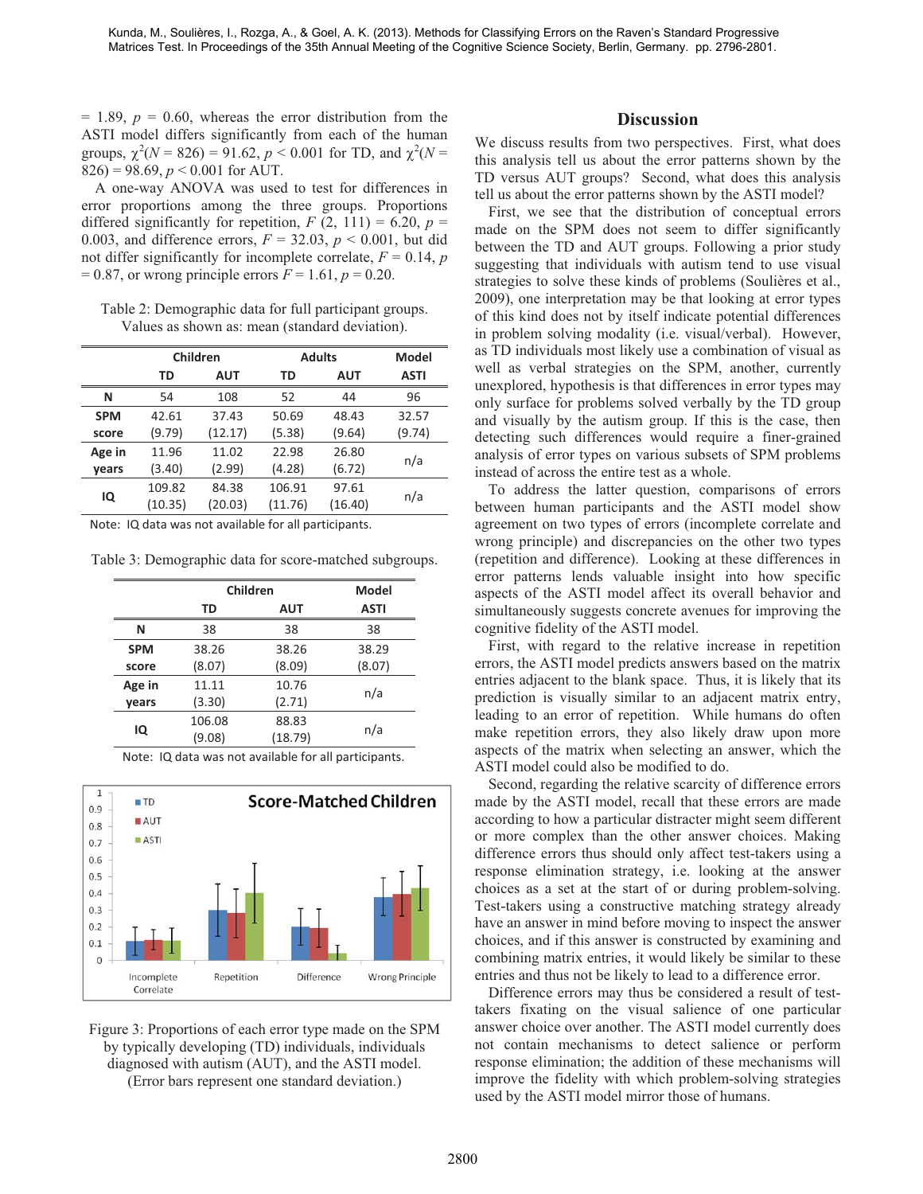= 1.89, $p$ = 0.60, whereas the error distribution from the ASTI model differs significantly from each of the human groups, $\chi^2(N = 826) = 91.62$, $p < 0.001$ for TD, and $\chi^2(N = 826) = 98.69$, $p < 0.001$ for AUT.

A one-way ANOVA was used to test for differences in error proportions among the three groups. Proportions differed significantly for repetition, $F$ (2, 111) = 6.20, $p$ = 0.003, and difference errors, $F$ = 32.03, $p < 0.001$, but did not differ significantly for incomplete correlate, $F$ = 0.14, $p$ = 0.87, or wrong principle errors $F$ = 1.61, $p$ = 0.20.

Table 2: Demographic data for full participant groups. Values as shown as: mean (standard deviation).

| | Children | | Adults | | Model |
|---|---|---|---|---|---|
| | TD | AUT | TD | AUT | ASTI |
| N | 54 | 108 | 52 | 44 | 96 |
| SPM score | 42.61 (9.79) | 37.43 (12.17) | 50.69 (5.38) | 48.43 (9.64) | 32.57 (9.74) |
| Age in years | 11.96 (3.40) | 11.02 (2.99) | 22.98 (4.28) | 26.80 (6.72) | n/a |
| IQ | 109.82 (10.35) | 84.38 (20.03) | 106.91 (11.76) | 97.61 (16.40) | n/a |

Note: IQ data was not available for all participants.

Table 3: Demographic data for score-matched subgroups.

| | Children | | Model |
|---|---|---|---|
| | TD | AUT | ASTI |
| N | 38 | 38 | 38 |
| SPM score | 38.26 (8.07) | 38.26 (8.09) | 38.29 (8.07) |
| Age in years | 11.11 (3.30) | 10.76 (2.71) | n/a |
| IQ | 106.08 (9.08) | 88.83 (18.79) | n/a |

Note: IQ data was not available for all participants.

Figure 3: Proportions of each error type made on the SPM by typically developing (TD) individuals, individuals diagnosed with autism (AUT), and the ASTI model. (Error bars represent one standard deviation.)

## Discussion

We discuss results from two perspectives. First, what does this analysis tell us about the error patterns shown by the TD versus AUT groups? Second, what does this analysis tell us about the error patterns shown by the ASTI model?

First, we see that the distribution of conceptual errors made on the SPM does not seem to differ significantly between the TD and AUT groups. Following a prior study suggesting that individuals with autism tend to use visual strategies to solve these kinds of problems (Soulières et al., 2009), one interpretation may be that looking at error types of this kind does not by itself indicate potential differences in problem solving modality (i.e. visual/verbal). However, as TD individuals most likely use a combination of visual as well as verbal strategies on the SPM, another, currently unexplored, hypothesis is that differences in error types may only surface for problems solved verbally by the TD group and visually by the autism group. If this is the case, then detecting such differences would require a finer-grained analysis of error types on various subsets of SPM problems instead of across the entire test as a whole.

To address the latter question, comparisons of errors between human participants and the ASTI model show agreement on two types of errors (incomplete correlate and wrong principle) and discrepancies on the other two types (repetition and difference). Looking at these differences in error patterns lends valuable insight into how specific aspects of the ASTI model affect its overall behavior and simultaneously suggests concrete avenues for improving the cognitive fidelity of the ASTI model.

First, with regard to the relative increase in repetition errors, the ASTI model predicts answers based on the matrix entries adjacent to the blank space. Thus, it is likely that its prediction is visually similar to an adjacent matrix entry, leading to an error of repetition. While humans do often make repetition errors, they also likely draw upon more aspects of the matrix when selecting an answer, which the ASTI model could also be modified to do.

Second, regarding the relative scarcity of difference errors made by the ASTI model, recall that these errors are made according to how a particular distracter might seem different or more complex than the other answer choices. Making difference errors thus should only affect test-takers using a response elimination strategy, i.e. looking at the answer choices as a set at the start of or during problem-solving. Test-takers using a constructive matching strategy already have an answer in mind before moving to inspect the answer choices, and if this answer is constructed by examining and combining matrix entries, it would likely be similar to these entries and thus not be likely to lead to a difference error.

Difference errors may thus be considered a result of test-takers fixating on the visual salience of one particular answer choice over another. The ASTI model currently does not contain mechanisms to detect salience or perform response elimination; the addition of these mechanisms will improve the fidelity with which problem-solving strategies used by the ASTI model mirror those of humans.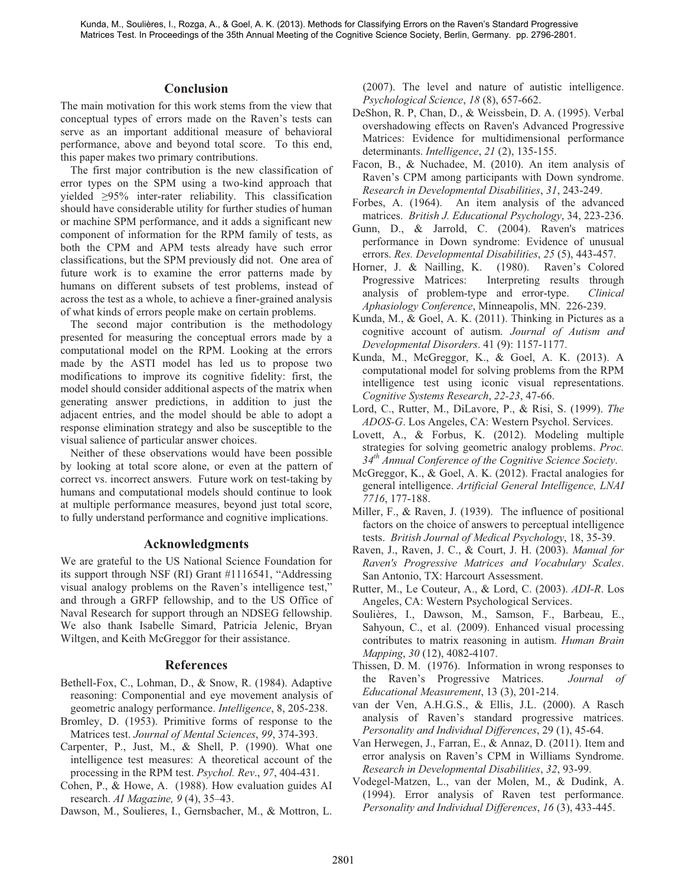## Conclusion

The main motivation for this work stems from the view that conceptual types of errors made on the Raven's tests can serve as an important additional measure of behavioral performance, above and beyond total score. To this end, this paper makes two primary contributions.

The first major contribution is the new classification of error types on the SPM using a two-kind approach that yielded ≥95% inter-rater reliability. This classification should have considerable utility for further studies of human or machine SPM performance, and it adds a significant new component of information for the RPM family of tests, as both the CPM and APM tests already have such error classifications, but the SPM previously did not. One area of future work is to examine the error patterns made by humans on different subsets of test problems, instead of across the test as a whole, to achieve a finer-grained analysis of what kinds of errors people make on certain problems.

The second major contribution is the methodology presented for measuring the conceptual errors made by a computational model on the RPM. Looking at the errors made by the ASTI model has led us to propose two modifications to improve its cognitive fidelity: first, the model should consider additional aspects of the matrix when generating answer predictions, in addition to just the adjacent entries, and the model should be able to adopt a response elimination strategy and also be susceptible to the visual salience of particular answer choices.

Neither of these observations would have been possible by looking at total score alone, or even at the pattern of correct vs. incorrect answers. Future work on test-taking by humans and computational models should continue to look at multiple performance measures, beyond just total score, to fully understand performance and cognitive implications.

## Acknowledgments

We are grateful to the US National Science Foundation for its support through NSF (RI) Grant #1116541, "Addressing visual analogy problems on the Raven's intelligence test," and through a GRFP fellowship, and to the US Office of Naval Research for support through an NDSEG fellowship. We also thank Isabelle Simard, Patricia Jelenic, Bryan Wiltgen, and Keith McGreggor for their assistance.

## References

Bethell-Fox, C., Lohman, D., & Snow, R. (1984). Adaptive reasoning: Componential and eye movement analysis of geometric analogy performance. *Intelligence*, 8, 205-238.

Bromley, D. (1953). Primitive forms of response to the Matrices test. *Journal of Mental Sciences*, *99*, 374-393.

Carpenter, P., Just, M., & Shell, P. (1990). What one intelligence test measures: A theoretical account of the processing in the RPM test. *Psychol. Rev*., *97*, 404-431.

Cohen, P., & Howe, A. (1988). How evaluation guides AI research. *AI Magazine, 9* (4), 35–43.

Dawson, M., Soulieres, I., Gernsbacher, M., & Mottron, L. (2007). The level and nature of autistic intelligence. *Psychological Science*, *18* (8), 657-662.

DeShon, R. P, Chan, D., & Weissbein, D. A. (1995). Verbal overshadowing effects on Raven's Advanced Progressive Matrices: Evidence for multidimensional performance determinants. *Intelligence*, *21* (2), 135-155.

Facon, B., & Nuchadee, M. (2010). An item analysis of Raven's CPM among participants with Down syndrome. *Research in Developmental Disabilities*, *31*, 243-249.

Forbes, A. (1964). An item analysis of the advanced matrices. *British J. Educational Psychology*, 34, 223-236.

Gunn, D., & Jarrold, C. (2004). Raven's matrices performance in Down syndrome: Evidence of unusual errors. *Res. Developmental Disabilities*, *25* (5), 443-457.

Horner, J. & Nailling, K. (1980). Raven's Colored Progressive Matrices: Interpreting results through analysis of problem-type and error-type. *Clinical Aphasiology Conference*, Minneapolis, MN. 226-239.

Kunda, M., & Goel, A. K. (2011). Thinking in Pictures as a cognitive account of autism. *Journal of Autism and Developmental Disorders*. 41 (9): 1157-1177.

Kunda, M., McGreggor, K., & Goel, A. K. (2013). A computational model for solving problems from the RPM intelligence test using iconic visual representations. *Cognitive Systems Research*, *22-23*, 47-66.

Lord, C., Rutter, M., DiLavore, P., & Risi, S. (1999). *The ADOS-G*. Los Angeles, CA: Western Psychol. Services.

Lovett, A., & Forbus, K. (2012). Modeling multiple strategies for solving geometric analogy problems. *Proc. 34th Annual Conference of the Cognitive Science Society*.

McGreggor, K., & Goel, A. K. (2012). Fractal analogies for general intelligence. *Artificial General Intelligence, LNAI 7716*, 177-188.

Miller, F., & Raven, J. (1939). The influence of positional factors on the choice of answers to perceptual intelligence tests. *British Journal of Medical Psychology*, 18, 35-39.

Raven, J., Raven, J. C., & Court, J. H. (2003). *Manual for Raven's Progressive Matrices and Vocabulary Scales*. San Antonio, TX: Harcourt Assessment.

Rutter, M., Le Couteur, A., & Lord, C. (2003). *ADI-R*. Los Angeles, CA: Western Psychological Services.

Soulières, I., Dawson, M., Samson, F., Barbeau, E., Sahyoun, C., et al. (2009). Enhanced visual processing contributes to matrix reasoning in autism. *Human Brain Mapping*, *30* (12), 4082-4107.

Thissen, D. M. (1976). Information in wrong responses to the Raven's Progressive Matrices. *Journal of Educational Measurement*, 13 (3), 201-214.

van der Ven, A.H.G.S., & Ellis, J.L. (2000). A Rasch analysis of Raven's standard progressive matrices. *Personality and Individual Differences*, 29 (1), 45-64.

Van Herwegen, J., Farran, E., & Annaz, D. (2011). Item and error analysis on Raven's CPM in Williams Syndrome. *Research in Developmental Disabilities*, *32*, 93-99.

Vodegel-Matzen, L., van der Molen, M., & Dudink, A. (1994). Error analysis of Raven test performance. *Personality and Individual Differences*, *16* (3), 433-445.